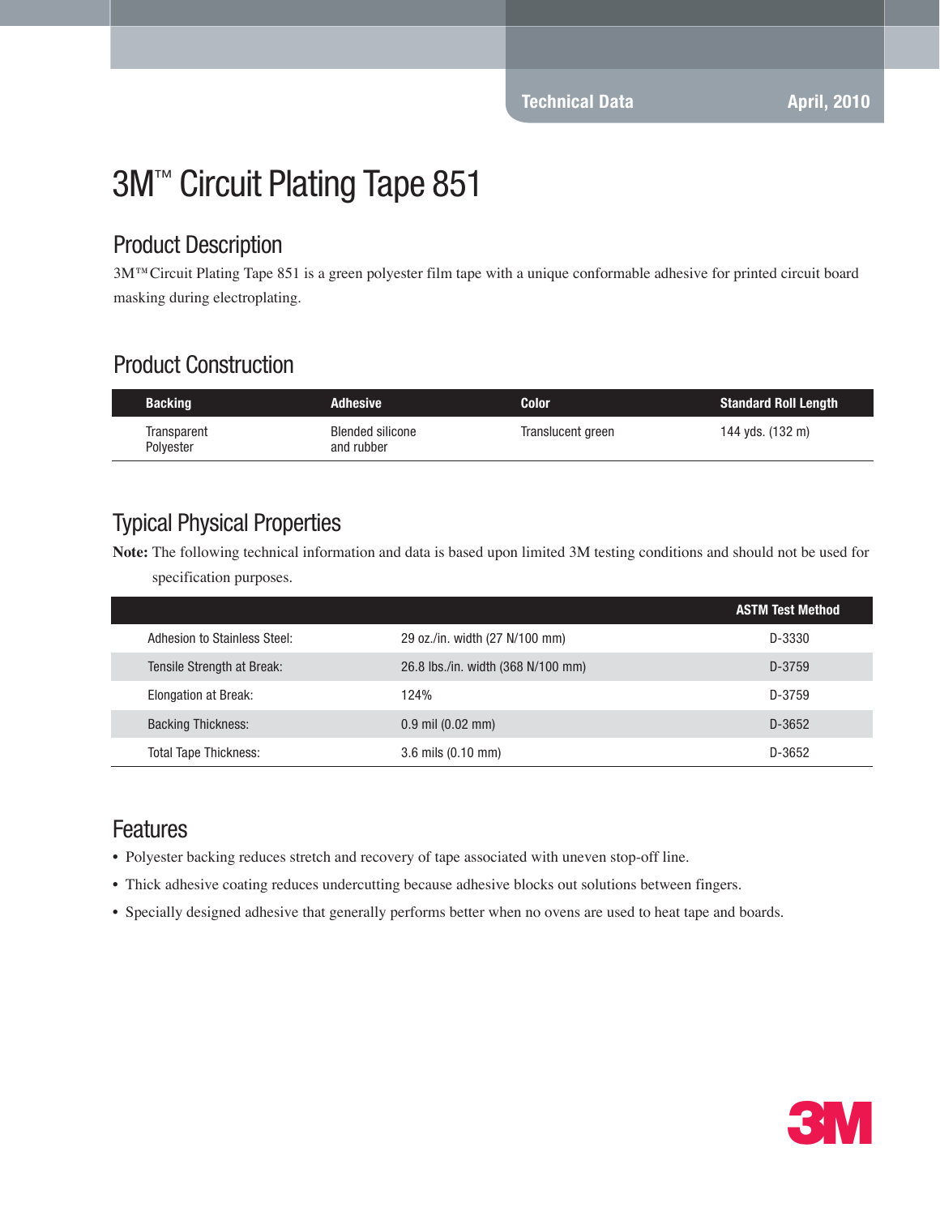Technical Data April, 2010

# 3M™ Circuit Plating Tape 851

## Product Description

3M™ Circuit Plating Tape 851 is a green polyester film tape with a unique conformable adhesive for printed circuit board masking during electroplating.

## Product Construction

| Backing | Adhesive | Color | Standard Roll Length |
|---|---|---|---|
| Transparent Polyester | Blended silicone and rubber | Translucent green | 144 yds. (132 m) |

## Typical Physical Properties

**Note:** The following technical information and data is based upon limited 3M testing conditions and should not be used for specification purposes.

| | | ASTM Test Method |
|---|---|---|
| Adhesion to Stainless Steel: | 29 oz./in. width (27 N/100 mm) | D-3330 |
| Tensile Strength at Break: | 26.8 lbs./in. width (368 N/100 mm) | D-3759 |
| Elongation at Break: | 124% | D-3759 |
| Backing Thickness: | 0.9 mil (0.02 mm) | D-3652 |
| Total Tape Thickness: | 3.6 mils (0.10 mm) | D-3652 |

## Features

- Polyester backing reduces stretch and recovery of tape associated with uneven stop-off line.
- Thick adhesive coating reduces undercutting because adhesive blocks out solutions between fingers.
- Specially designed adhesive that generally performs better when no ovens are used to heat tape and boards.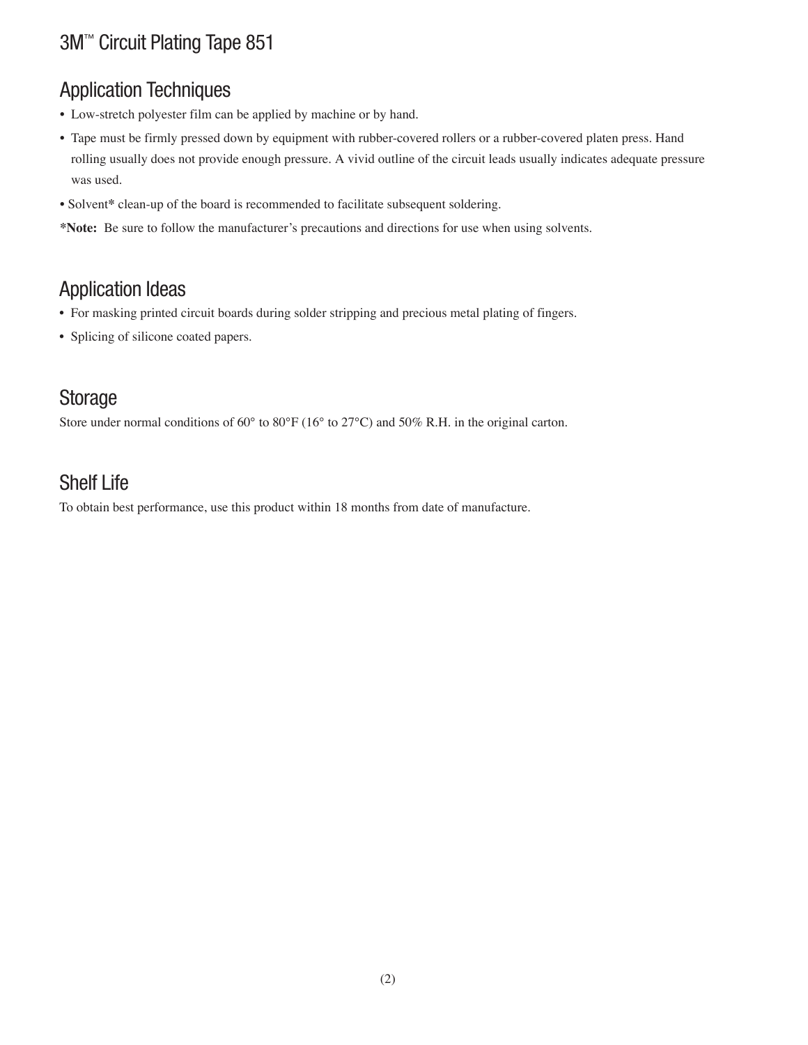# 3M™ Circuit Plating Tape 851

## Application Techniques

- Low-stretch polyester film can be applied by machine or by hand.
- Tape must be firmly pressed down by equipment with rubber-covered rollers or a rubber-covered platen press. Hand rolling usually does not provide enough pressure. A vivid outline of the circuit leads usually indicates adequate pressure was used.
- Solvent* clean-up of the board is recommended to facilitate subsequent soldering.

***Note:** Be sure to follow the manufacturer's precautions and directions for use when using solvents.

## Application Ideas

- For masking printed circuit boards during solder stripping and precious metal plating of fingers.
- Splicing of silicone coated papers.

## Storage

Store under normal conditions of 60° to 80°F (16° to 27°C) and 50% R.H. in the original carton.

## Shelf Life

To obtain best performance, use this product within 18 months from date of manufacture.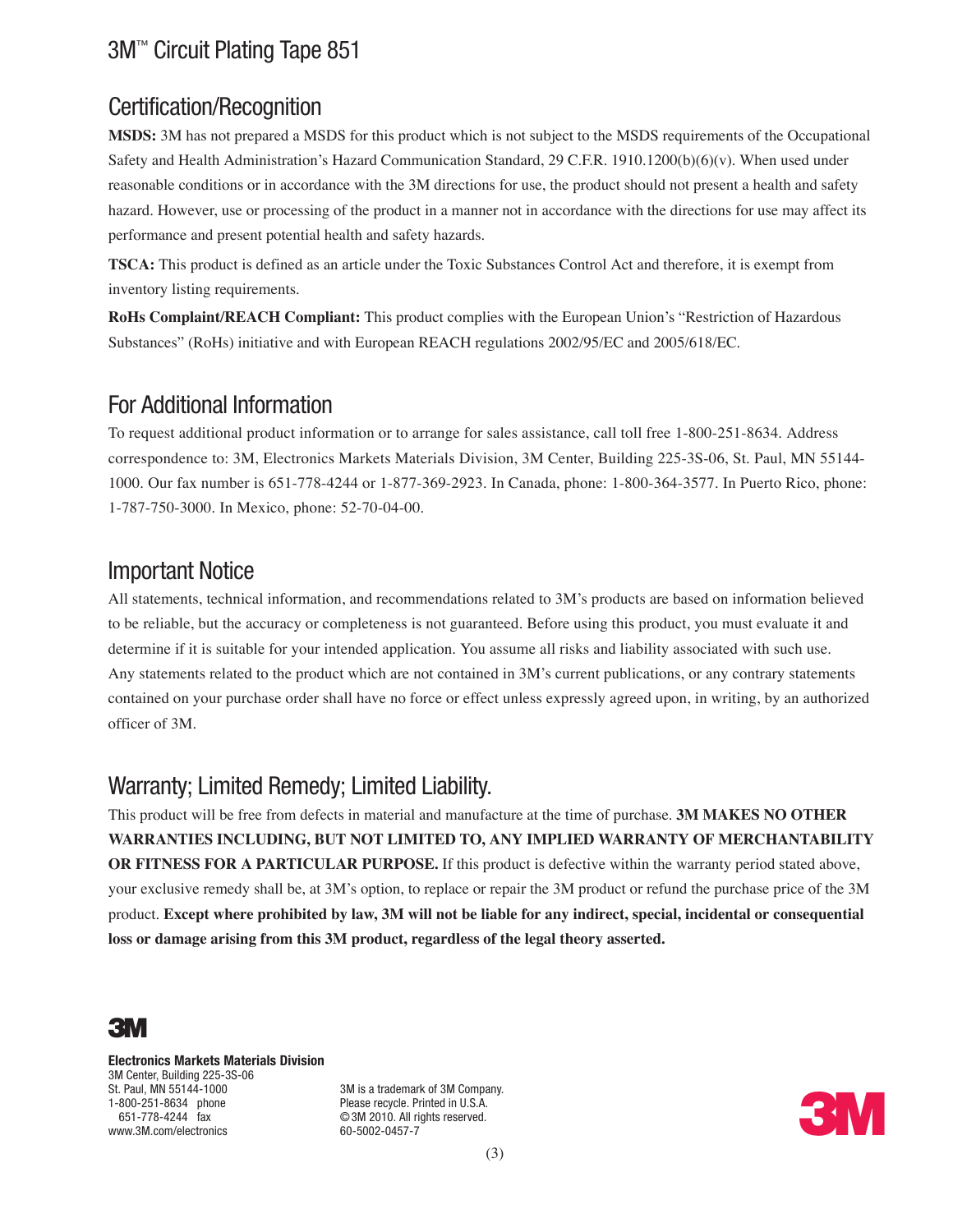# 3M™ Circuit Plating Tape 851

## Certification/Recognition

**MSDS:** 3M has not prepared a MSDS for this product which is not subject to the MSDS requirements of the Occupational Safety and Health Administration's Hazard Communication Standard, 29 C.F.R. 1910.1200(b)(6)(v). When used under reasonable conditions or in accordance with the 3M directions for use, the product should not present a health and safety hazard. However, use or processing of the product in a manner not in accordance with the directions for use may affect its performance and present potential health and safety hazards.

**TSCA:** This product is defined as an article under the Toxic Substances Control Act and therefore, it is exempt from inventory listing requirements.

**RoHs Complaint/REACH Compliant:** This product complies with the European Union's "Restriction of Hazardous Substances" (RoHs) initiative and with European REACH regulations 2002/95/EC and 2005/618/EC.

## For Additional Information

To request additional product information or to arrange for sales assistance, call toll free 1-800-251-8634. Address correspondence to: 3M, Electronics Markets Materials Division, 3M Center, Building 225-3S-06, St. Paul, MN 55144-1000. Our fax number is 651-778-4244 or 1-877-369-2923. In Canada, phone: 1-800-364-3577. In Puerto Rico, phone: 1-787-750-3000. In Mexico, phone: 52-70-04-00.

## Important Notice

All statements, technical information, and recommendations related to 3M's products are based on information believed to be reliable, but the accuracy or completeness is not guaranteed. Before using this product, you must evaluate it and determine if it is suitable for your intended application. You assume all risks and liability associated with such use. Any statements related to the product which are not contained in 3M's current publications, or any contrary statements contained on your purchase order shall have no force or effect unless expressly agreed upon, in writing, by an authorized officer of 3M.

## Warranty; Limited Remedy; Limited Liability.

This product will be free from defects in material and manufacture at the time of purchase. **3M MAKES NO OTHER WARRANTIES INCLUDING, BUT NOT LIMITED TO, ANY IMPLIED WARRANTY OF MERCHANTABILITY OR FITNESS FOR A PARTICULAR PURPOSE.** If this product is defective within the warranty period stated above, your exclusive remedy shall be, at 3M's option, to replace or repair the 3M product or refund the purchase price of the 3M product. **Except where prohibited by law, 3M will not be liable for any indirect, special, incidental or consequential loss or damage arising from this 3M product, regardless of the legal theory asserted.**

3M

**Electronics Markets Materials Division**
3M Center, Building 225-3S-06
St. Paul, MN 55144-1000
1-800-251-8634 phone
651-778-4244 fax
www.3M.com/electronics

3M is a trademark of 3M Company.
Please recycle. Printed in U.S.A.
© 3M 2010. All rights reserved.
60-5002-0457-7

3M